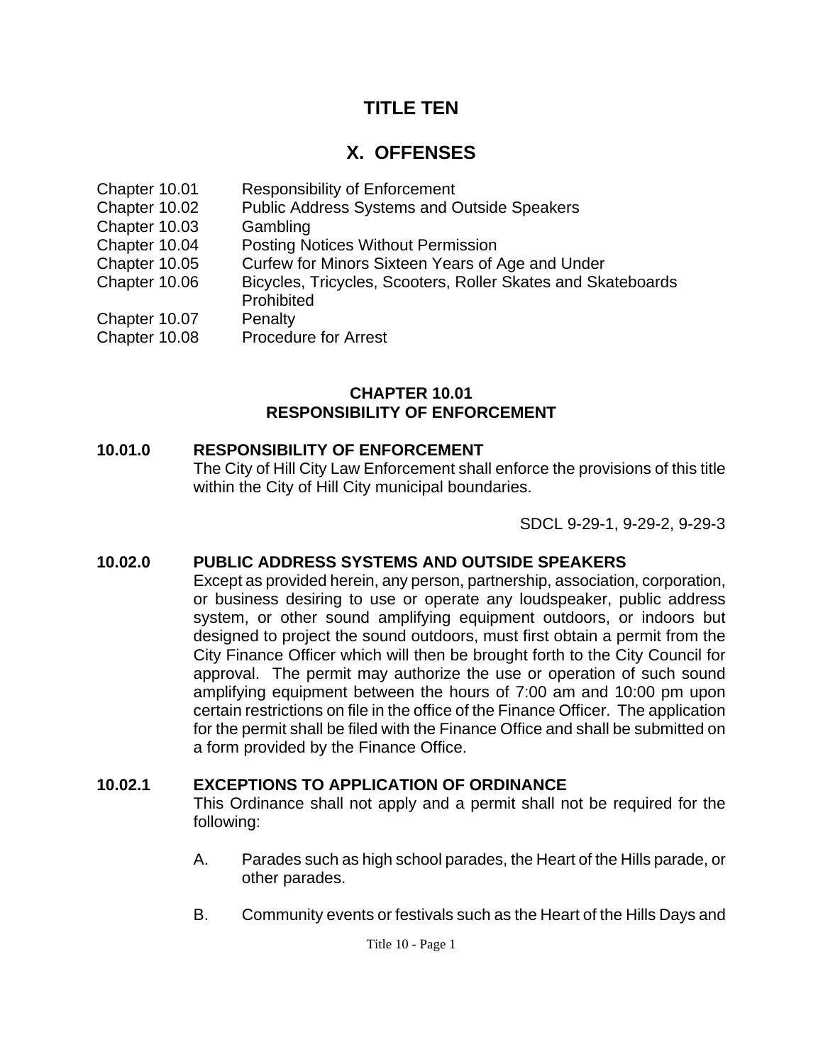# TITLE TEN

# X. OFFENSES

| | |
|---|---|
| Chapter 10.01 | Responsibility of Enforcement |
| Chapter 10.02 | Public Address Systems and Outside Speakers |
| Chapter 10.03 | Gambling |
| Chapter 10.04 | Posting Notices Without Permission |
| Chapter 10.05 | Curfew for Minors Sixteen Years of Age and Under |
| Chapter 10.06 | Bicycles, Tricycles, Scooters, Roller Skates and Skateboards Prohibited |
| Chapter 10.07 | Penalty |
| Chapter 10.08 | Procedure for Arrest |

## CHAPTER 10.01
## RESPONSIBILITY OF ENFORCEMENT

### 10.01.0 RESPONSIBILITY OF ENFORCEMENT

The City of Hill City Law Enforcement shall enforce the provisions of this title within the City of Hill City municipal boundaries.

SDCL 9-29-1, 9-29-2, 9-29-3

### 10.02.0 PUBLIC ADDRESS SYSTEMS AND OUTSIDE SPEAKERS

Except as provided herein, any person, partnership, association, corporation, or business desiring to use or operate any loudspeaker, public address system, or other sound amplifying equipment outdoors, or indoors but designed to project the sound outdoors, must first obtain a permit from the City Finance Officer which will then be brought forth to the City Council for approval. The permit may authorize the use or operation of such sound amplifying equipment between the hours of 7:00 am and 10:00 pm upon certain restrictions on file in the office of the Finance Officer. The application for the permit shall be filed with the Finance Office and shall be submitted on a form provided by the Finance Office.

### 10.02.1 EXCEPTIONS TO APPLICATION OF ORDINANCE

This Ordinance shall not apply and a permit shall not be required for the following:

A. Parades such as high school parades, the Heart of the Hills parade, or other parades.

B. Community events or festivals such as the Heart of the Hills Days and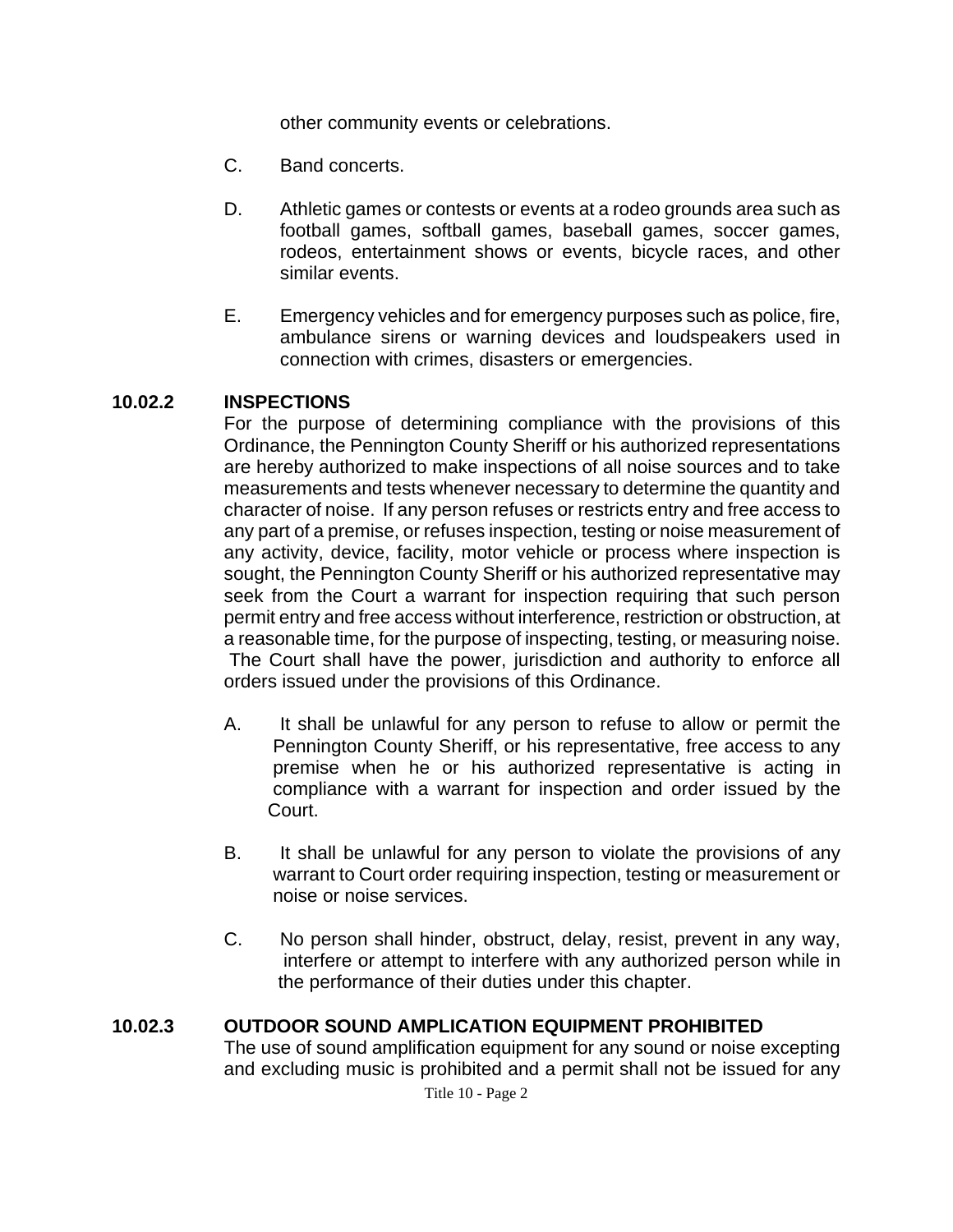other community events or celebrations.

C. Band concerts.

D. Athletic games or contests or events at a rodeo grounds area such as football games, softball games, baseball games, soccer games, rodeos, entertainment shows or events, bicycle races, and other similar events.

E. Emergency vehicles and for emergency purposes such as police, fire, ambulance sirens or warning devices and loudspeakers used in connection with crimes, disasters or emergencies.

**10.02.2 INSPECTIONS**

For the purpose of determining compliance with the provisions of this Ordinance, the Pennington County Sheriff or his authorized representations are hereby authorized to make inspections of all noise sources and to take measurements and tests whenever necessary to determine the quantity and character of noise. If any person refuses or restricts entry and free access to any part of a premise, or refuses inspection, testing or noise measurement of any activity, device, facility, motor vehicle or process where inspection is sought, the Pennington County Sheriff or his authorized representative may seek from the Court a warrant for inspection requiring that such person permit entry and free access without interference, restriction or obstruction, at a reasonable time, for the purpose of inspecting, testing, or measuring noise. The Court shall have the power, jurisdiction and authority to enforce all orders issued under the provisions of this Ordinance.

A. It shall be unlawful for any person to refuse to allow or permit the Pennington County Sheriff, or his representative, free access to any premise when he or his authorized representative is acting in compliance with a warrant for inspection and order issued by the Court.

B. It shall be unlawful for any person to violate the provisions of any warrant to Court order requiring inspection, testing or measurement or noise or noise services.

C. No person shall hinder, obstruct, delay, resist, prevent in any way, interfere or attempt to interfere with any authorized person while in the performance of their duties under this chapter.

**10.02.3 OUTDOOR SOUND AMPLICATION EQUIPMENT PROHIBITED**

The use of sound amplification equipment for any sound or noise excepting and excluding music is prohibited and a permit shall not be issued for any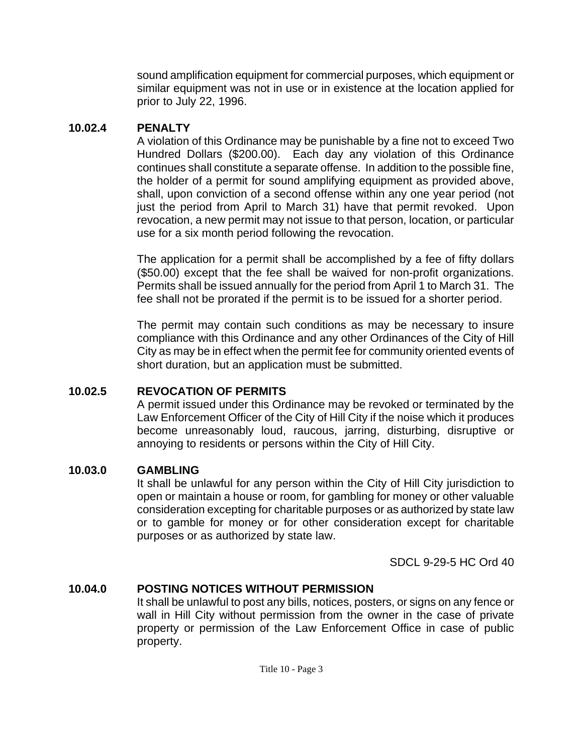sound amplification equipment for commercial purposes, which equipment or similar equipment was not in use or in existence at the location applied for prior to July 22, 1996.

### 10.02.4 PENALTY

A violation of this Ordinance may be punishable by a fine not to exceed Two Hundred Dollars ($200.00). Each day any violation of this Ordinance continues shall constitute a separate offense. In addition to the possible fine, the holder of a permit for sound amplifying equipment as provided above, shall, upon conviction of a second offense within any one year period (not just the period from April to March 31) have that permit revoked. Upon revocation, a new permit may not issue to that person, location, or particular use for a six month period following the revocation.

The application for a permit shall be accomplished by a fee of fifty dollars ($50.00) except that the fee shall be waived for non-profit organizations. Permits shall be issued annually for the period from April 1 to March 31. The fee shall not be prorated if the permit is to be issued for a shorter period.

The permit may contain such conditions as may be necessary to insure compliance with this Ordinance and any other Ordinances of the City of Hill City as may be in effect when the permit fee for community oriented events of short duration, but an application must be submitted.

### 10.02.5 REVOCATION OF PERMITS

A permit issued under this Ordinance may be revoked or terminated by the Law Enforcement Officer of the City of Hill City if the noise which it produces become unreasonably loud, raucous, jarring, disturbing, disruptive or annoying to residents or persons within the City of Hill City.

### 10.03.0 GAMBLING

It shall be unlawful for any person within the City of Hill City jurisdiction to open or maintain a house or room, for gambling for money or other valuable consideration excepting for charitable purposes or as authorized by state law or to gamble for money or for other consideration except for charitable purposes or as authorized by state law.

SDCL 9-29-5 HC Ord 40

### 10.04.0 POSTING NOTICES WITHOUT PERMISSION

It shall be unlawful to post any bills, notices, posters, or signs on any fence or wall in Hill City without permission from the owner in the case of private property or permission of the Law Enforcement Office in case of public property.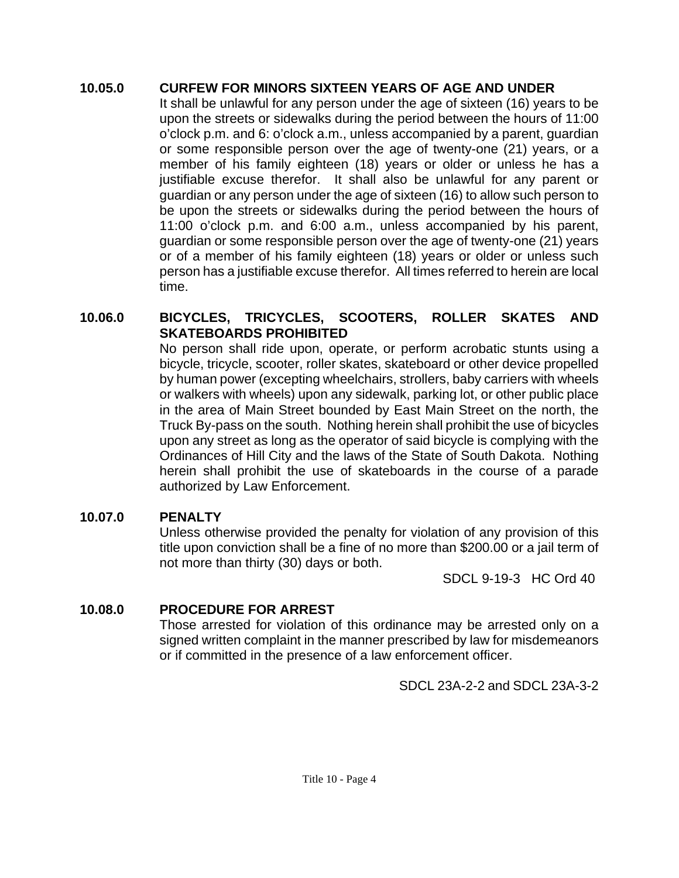## 10.05.0 CURFEW FOR MINORS SIXTEEN YEARS OF AGE AND UNDER

It shall be unlawful for any person under the age of sixteen (16) years to be upon the streets or sidewalks during the period between the hours of 11:00 o'clock p.m. and 6: o'clock a.m., unless accompanied by a parent, guardian or some responsible person over the age of twenty-one (21) years, or a member of his family eighteen (18) years or older or unless he has a justifiable excuse therefor. It shall also be unlawful for any parent or guardian or any person under the age of sixteen (16) to allow such person to be upon the streets or sidewalks during the period between the hours of 11:00 o'clock p.m. and 6:00 a.m., unless accompanied by his parent, guardian or some responsible person over the age of twenty-one (21) years or of a member of his family eighteen (18) years or older or unless such person has a justifiable excuse therefor. All times referred to herein are local time.

## 10.06.0 BICYCLES, TRICYCLES, SCOOTERS, ROLLER SKATES AND SKATEBOARDS PROHIBITED

No person shall ride upon, operate, or perform acrobatic stunts using a bicycle, tricycle, scooter, roller skates, skateboard or other device propelled by human power (excepting wheelchairs, strollers, baby carriers with wheels or walkers with wheels) upon any sidewalk, parking lot, or other public place in the area of Main Street bounded by East Main Street on the north, the Truck By-pass on the south. Nothing herein shall prohibit the use of bicycles upon any street as long as the operator of said bicycle is complying with the Ordinances of Hill City and the laws of the State of South Dakota. Nothing herein shall prohibit the use of skateboards in the course of a parade authorized by Law Enforcement.

## 10.07.0 PENALTY

Unless otherwise provided the penalty for violation of any provision of this title upon conviction shall be a fine of no more than $200.00 or a jail term of not more than thirty (30) days or both.

SDCL 9-19-3 HC Ord 40

## 10.08.0 PROCEDURE FOR ARREST

Those arrested for violation of this ordinance may be arrested only on a signed written complaint in the manner prescribed by law for misdemeanors or if committed in the presence of a law enforcement officer.

SDCL 23A-2-2 and SDCL 23A-3-2